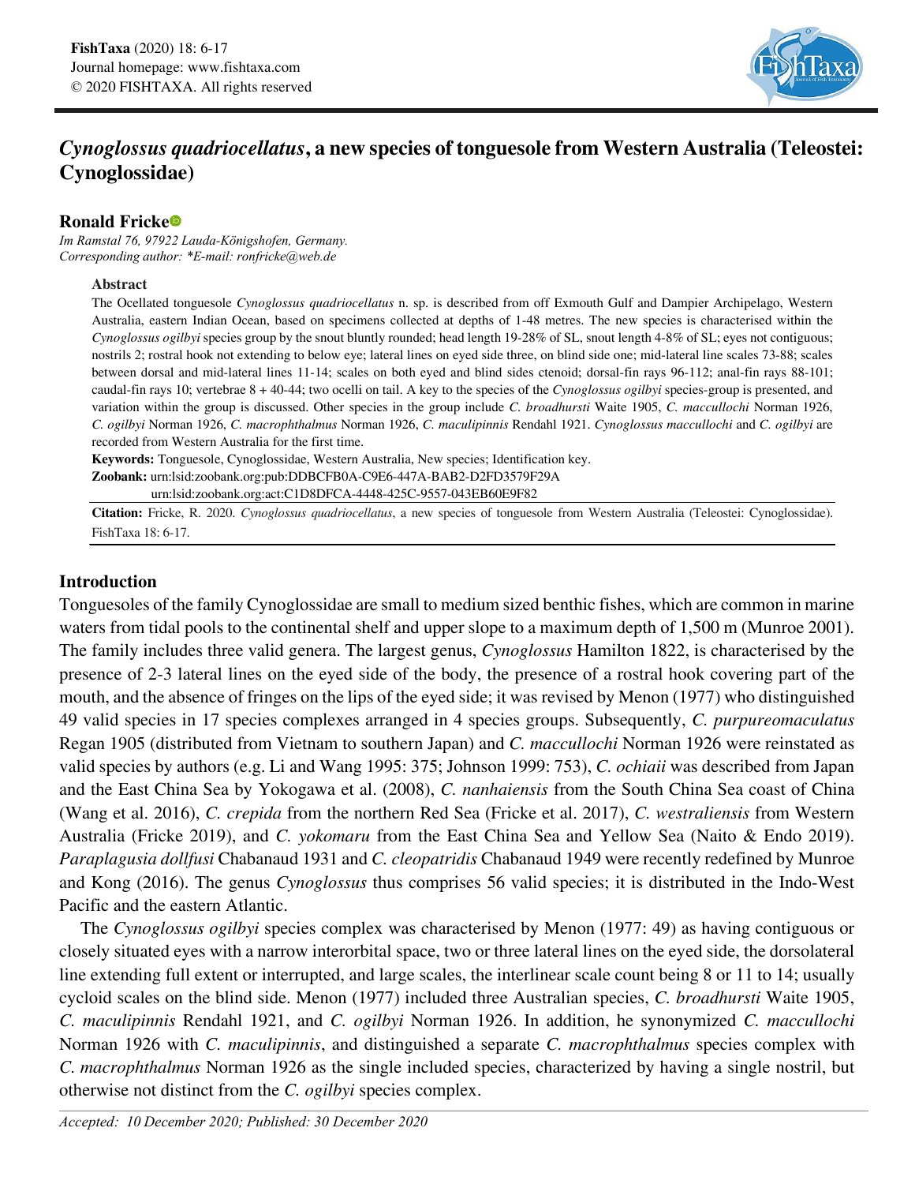# *Cynoglossus quadriocellatus*, a new species of tonguesole from Western Australia (Teleostei: Cynoglossidae)

**Ronald Fricke**

*Im Ramstal 76, 97922 Lauda-Königshofen, Germany.*
*Corresponding author: \*E-mail: ronfricke@web.de*

### Abstract

The Ocellated tonguesole *Cynoglossus quadriocellatus* n. sp. is described from off Exmouth Gulf and Dampier Archipelago, Western Australia, eastern Indian Ocean, based on specimens collected at depths of 1-48 metres. The new species is characterised within the *Cynoglossus ogilbyi* species group by the snout bluntly rounded; head length 19-28% of SL, snout length 4-8% of SL; eyes not contiguous; nostrils 2; rostral hook not extending to below eye; lateral lines on eyed side three, on blind side one; mid-lateral line scales 73-88; scales between dorsal and mid-lateral lines 11-14; scales on both eyed and blind sides ctenoid; dorsal-fin rays 96-112; anal-fin rays 88-101; caudal-fin rays 10; vertebrae 8 + 40-44; two ocelli on tail. A key to the species of the *Cynoglossus ogilbyi* species-group is presented, and variation within the group is discussed. Other species in the group include *C. broadhursti* Waite 1905, *C. maccullochi* Norman 1926, *C. ogilbyi* Norman 1926, *C. macrophthalmus* Norman 1926, *C. maculipinnis* Rendahl 1921. *Cynoglossus maccullochi* and *C. ogilbyi* are recorded from Western Australia for the first time.

**Keywords:** Tonguesole, Cynoglossidae, Western Australia, New species; Identification key.

**Zoobank:** urn:lsid:zoobank.org:pub:DDBCFB0A-C9E6-447A-BAB2-D2FD3579F29A
urn:lsid:zoobank.org:act:C1D8DFCA-4448-425C-9557-043EB60E9F82

**Citation:** Fricke, R. 2020. *Cynoglossus quadriocellatus*, a new species of tonguesole from Western Australia (Teleostei: Cynoglossidae). FishTaxa 18: 6-17.

## Introduction

Tonguesoles of the family Cynoglossidae are small to medium sized benthic fishes, which are common in marine waters from tidal pools to the continental shelf and upper slope to a maximum depth of 1,500 m (Munroe 2001). The family includes three valid genera. The largest genus, *Cynoglossus* Hamilton 1822, is characterised by the presence of 2-3 lateral lines on the eyed side of the body, the presence of a rostral hook covering part of the mouth, and the absence of fringes on the lips of the eyed side; it was revised by Menon (1977) who distinguished 49 valid species in 17 species complexes arranged in 4 species groups. Subsequently, *C. purpureomaculatus* Regan 1905 (distributed from Vietnam to southern Japan) and *C. maccullochi* Norman 1926 were reinstated as valid species by authors (e.g. Li and Wang 1995: 375; Johnson 1999: 753), *C. ochiaii* was described from Japan and the East China Sea by Yokogawa et al. (2008), *C. nanhaiensis* from the South China Sea coast of China (Wang et al. 2016), *C. crepida* from the northern Red Sea (Fricke et al. 2017), *C. westraliensis* from Western Australia (Fricke 2019), and *C. yokomaru* from the East China Sea and Yellow Sea (Naito & Endo 2019). *Paraplagusia dollfusi* Chabanaud 1931 and *C. cleopatridis* Chabanaud 1949 were recently redefined by Munroe and Kong (2016). The genus *Cynoglossus* thus comprises 56 valid species; it is distributed in the Indo-West Pacific and the eastern Atlantic.

The *Cynoglossus ogilbyi* species complex was characterised by Menon (1977: 49) as having contiguous or closely situated eyes with a narrow interorbital space, two or three lateral lines on the eyed side, the dorsolateral line extending full extent or interrupted, and large scales, the interlinear scale count being 8 or 11 to 14; usually cycloid scales on the blind side. Menon (1977) included three Australian species, *C. broadhursti* Waite 1905, *C. maculipinnis* Rendahl 1921, and *C. ogilbyi* Norman 1926. In addition, he synonymized *C. maccullochi* Norman 1926 with *C. maculipinnis*, and distinguished a separate *C. macrophthalmus* species complex with *C. macrophthalmus* Norman 1926 as the single included species, characterized by having a single nostril, but otherwise not distinct from the *C. ogilbyi* species complex.

*Accepted: 10 December 2020; Published: 30 December 2020*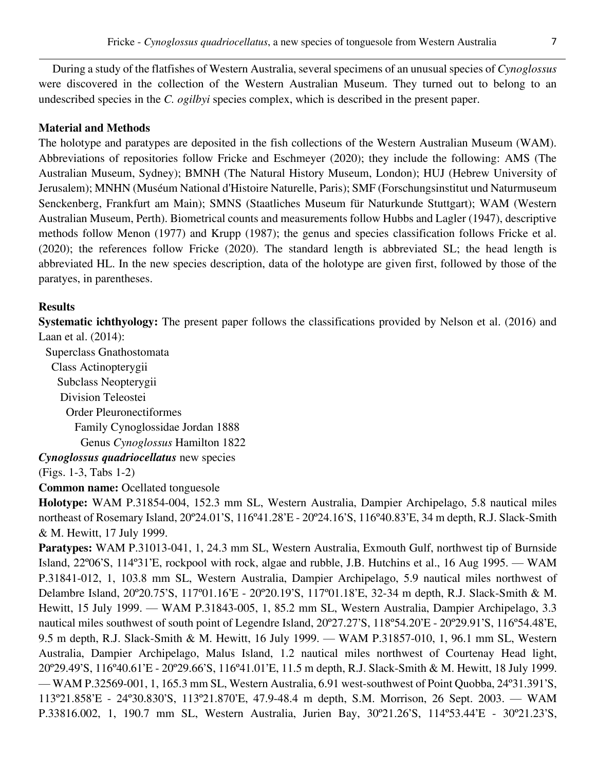During a study of the flatfishes of Western Australia, several specimens of an unusual species of *Cynoglossus* were discovered in the collection of the Western Australian Museum. They turned out to belong to an undescribed species in the *C. ogilbyi* species complex, which is described in the present paper.

## Material and Methods

The holotype and paratypes are deposited in the fish collections of the Western Australian Museum (WAM). Abbreviations of repositories follow Fricke and Eschmeyer (2020); they include the following: AMS (The Australian Museum, Sydney); BMNH (The Natural History Museum, London); HUJ (Hebrew University of Jerusalem); MNHN (Muséum National d'Histoire Naturelle, Paris); SMF (Forschungsinstitut und Naturmuseum Senckenberg, Frankfurt am Main); SMNS (Staatliches Museum für Naturkunde Stuttgart); WAM (Western Australian Museum, Perth). Biometrical counts and measurements follow Hubbs and Lagler (1947), descriptive methods follow Menon (1977) and Krupp (1987); the genus and species classification follows Fricke et al. (2020); the references follow Fricke (2020). The standard length is abbreviated SL; the head length is abbreviated HL. In the new species description, data of the holotype are given first, followed by those of the paratyes, in parentheses.

## Results

**Systematic ichthyology:** The present paper follows the classifications provided by Nelson et al. (2016) and Laan et al. (2014):

Superclass Gnathostomata
Class Actinopterygii
Subclass Neopterygii
Division Teleostei
Order Pleuronectiformes
Family Cynoglossidae Jordan 1888
Genus *Cynoglossus* Hamilton 1822

***Cynoglossus quadriocellatus*** **new species**
(Figs. 1-3, Tabs 1-2)

**Common name:** Ocellated tonguesole

**Holotype:** WAM P.31854-004, 152.3 mm SL, Western Australia, Dampier Archipelago, 5.8 nautical miles northeast of Rosemary Island, 20º24.01'S, 116º41.28'E - 20º24.16'S, 116º40.83'E, 34 m depth, R.J. Slack-Smith & M. Hewitt, 17 July 1999.

**Paratypes:** WAM P.31013-041, 1, 24.3 mm SL, Western Australia, Exmouth Gulf, northwest tip of Burnside Island, 22º06'S, 114º31'E, rockpool with rock, algae and rubble, J.B. Hutchins et al., 16 Aug 1995. — WAM P.31841-012, 1, 103.8 mm SL, Western Australia, Dampier Archipelago, 5.9 nautical miles northwest of Delambre Island, 20º20.75'S, 117º01.16'E - 20º20.19'S, 117º01.18'E, 32-34 m depth, R.J. Slack-Smith & M. Hewitt, 15 July 1999. — WAM P.31843-005, 1, 85.2 mm SL, Western Australia, Dampier Archipelago, 3.3 nautical miles southwest of south point of Legendre Island, 20º27.27'S, 118º54.20'E - 20º29.91'S, 116º54.48'E, 9.5 m depth, R.J. Slack-Smith & M. Hewitt, 16 July 1999. — WAM P.31857-010, 1, 96.1 mm SL, Western Australia, Dampier Archipelago, Malus Island, 1.2 nautical miles northwest of Courtenay Head light, 20º29.49'S, 116º40.61'E - 20º29.66'S, 116º41.01'E, 11.5 m depth, R.J. Slack-Smith & M. Hewitt, 18 July 1999. — WAM P.32569-001, 1, 165.3 mm SL, Western Australia, 6.91 west-southwest of Point Quobba, 24º31.391'S, 113º21.858'E - 24º30.830'S, 113º21.870'E, 47.9-48.4 m depth, S.M. Morrison, 26 Sept. 2003. — WAM P.33816.002, 1, 190.7 mm SL, Western Australia, Jurien Bay, 30º21.26'S, 114º53.44'E - 30º21.23'S,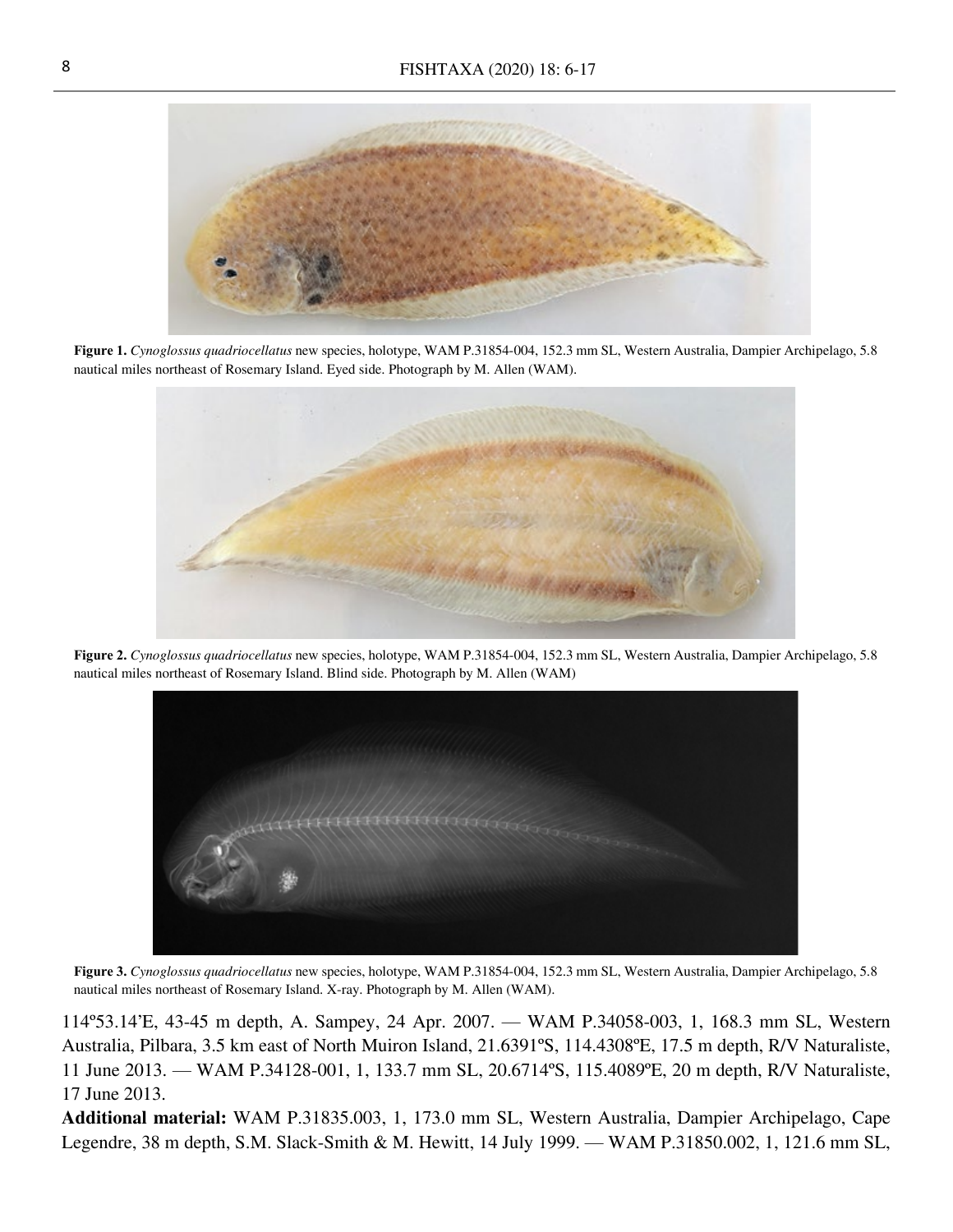**Figure 1.** *Cynoglossus quadriocellatus* new species, holotype, WAM P.31854-004, 152.3 mm SL, Western Australia, Dampier Archipelago, 5.8 nautical miles northeast of Rosemary Island. Eyed side. Photograph by M. Allen (WAM).

**Figure 2.** *Cynoglossus quadriocellatus* new species, holotype, WAM P.31854-004, 152.3 mm SL, Western Australia, Dampier Archipelago, 5.8 nautical miles northeast of Rosemary Island. Blind side. Photograph by M. Allen (WAM)

**Figure 3.** *Cynoglossus quadriocellatus* new species, holotype, WAM P.31854-004, 152.3 mm SL, Western Australia, Dampier Archipelago, 5.8 nautical miles northeast of Rosemary Island. X-ray. Photograph by M. Allen (WAM).

114º53.14'E, 43-45 m depth, A. Sampey, 24 Apr. 2007. — WAM P.34058-003, 1, 168.3 mm SL, Western Australia, Pilbara, 3.5 km east of North Muiron Island, 21.6391ºS, 114.4308ºE, 17.5 m depth, R/V Naturaliste, 11 June 2013. — WAM P.34128-001, 1, 133.7 mm SL, 20.6714ºS, 115.4089ºE, 20 m depth, R/V Naturaliste, 17 June 2013.

**Additional material:** WAM P.31835.003, 1, 173.0 mm SL, Western Australia, Dampier Archipelago, Cape Legendre, 38 m depth, S.M. Slack-Smith & M. Hewitt, 14 July 1999. — WAM P.31850.002, 1, 121.6 mm SL,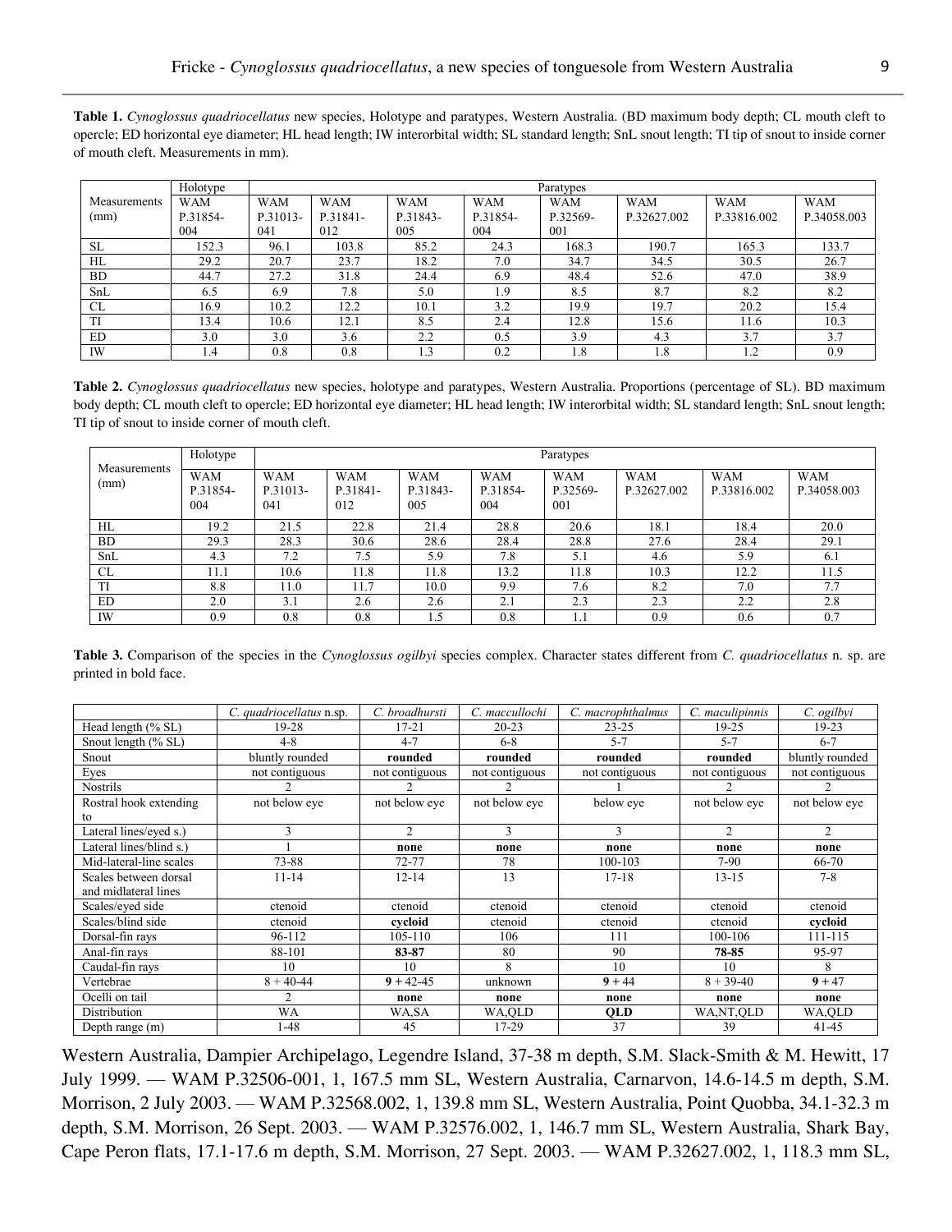**Table 1.** *Cynoglossus quadriocellatus* new species, Holotype and paratypes, Western Australia. (BD maximum body depth; CL mouth cleft to opercle; ED horizontal eye diameter; HL head length; IW interorbital width; SL standard length; SnL snout length; TI tip of snout to inside corner of mouth cleft. Measurements in mm).

| Measurements (mm) | Holotype | Paratypes | | | | | | | |
|---|---|---|---|---|---|---|---|---|---|
| | WAM P.31854-004 | WAM P.31013-041 | WAM P.31841-012 | WAM P.31843-005 | WAM P.31854-004 | WAM P.32569-001 | WAM P.32627.002 | WAM P.33816.002 | WAM P.34058.003 |
| SL | 152.3 | 96.1 | 103.8 | 85.2 | 24.3 | 168.3 | 190.7 | 165.3 | 133.7 |
| HL | 29.2 | 20.7 | 23.7 | 18.2 | 7.0 | 34.7 | 34.5 | 30.5 | 26.7 |
| BD | 44.7 | 27.2 | 31.8 | 24.4 | 6.9 | 48.4 | 52.6 | 47.0 | 38.9 |
| SnL | 6.5 | 6.9 | 7.8 | 5.0 | 1.9 | 8.5 | 8.7 | 8.2 | 8.2 |
| CL | 16.9 | 10.2 | 12.2 | 10.1 | 3.2 | 19.9 | 19.7 | 20.2 | 15.4 |
| TI | 13.4 | 10.6 | 12.1 | 8.5 | 2.4 | 12.8 | 15.6 | 11.6 | 10.3 |
| ED | 3.0 | 3.0 | 3.6 | 2.2 | 0.5 | 3.9 | 4.3 | 3.7 | 3.7 |
| IW | 1.4 | 0.8 | 0.8 | 1.3 | 0.2 | 1.8 | 1.8 | 1.2 | 0.9 |

**Table 2.** *Cynoglossus quadriocellatus* new species, holotype and paratypes, Western Australia. Proportions (percentage of SL). BD maximum body depth; CL mouth cleft to opercle; ED horizontal eye diameter; HL head length; IW interorbital width; SL standard length; SnL snout length; TI tip of snout to inside corner of mouth cleft.

| Measurements (mm) | Holotype | Paratypes | | | | | | | |
|---|---|---|---|---|---|---|---|---|---|
| | WAM P.31854-004 | WAM P.31013-041 | WAM P.31841-012 | WAM P.31843-005 | WAM P.31854-004 | WAM P.32569-001 | WAM P.32627.002 | WAM P.33816.002 | WAM P.34058.003 |
| HL | 19.2 | 21.5 | 22.8 | 21.4 | 28.8 | 20.6 | 18.1 | 18.4 | 20.0 |
| BD | 29.3 | 28.3 | 30.6 | 28.6 | 28.4 | 28.8 | 27.6 | 28.4 | 29.1 |
| SnL | 4.3 | 7.2 | 7.5 | 5.9 | 7.8 | 5.1 | 4.6 | 5.9 | 6.1 |
| CL | 11.1 | 10.6 | 11.8 | 11.8 | 13.2 | 11.8 | 10.3 | 12.2 | 11.5 |
| TI | 8.8 | 11.0 | 11.7 | 10.0 | 9.9 | 7.6 | 8.2 | 7.0 | 7.7 |
| ED | 2.0 | 3.1 | 2.6 | 2.6 | 2.1 | 2.3 | 2.3 | 2.2 | 2.8 |
| IW | 0.9 | 0.8 | 0.8 | 1.5 | 0.8 | 1.1 | 0.9 | 0.6 | 0.7 |

**Table 3.** Comparison of the species in the *Cynoglossus ogilbyi* species complex. Character states different from *C. quadriocellatus* n. sp. are printed in bold face.

| | *C. quadriocellatus* n.sp. | *C. broadhursti* | *C. maccullochi* | *C. macrophthalmus* | *C. maculipinnis* | *C. ogilbyi* |
|---|---|---|---|---|---|---|
| Head length (% SL) | 19-28 | 17-21 | 20-23 | 23-25 | 19-25 | 19-23 |
| Snout length (% SL) | 4-8 | 4-7 | 6-8 | 5-7 | 5-7 | 6-7 |
| Snout | bluntly rounded | **rounded** | **rounded** | **rounded** | **rounded** | bluntly rounded |
| Eyes | not contiguous | not contiguous | not contiguous | not contiguous | not contiguous | not contiguous |
| Nostrils | 2 | 2 | 2 | 1 | 2 | 2 |
| Rostral hook extending to | not below eye | not below eye | not below eye | below eye | not below eye | not below eye |
| Lateral lines/eyed s.) | 3 | 2 | 3 | 3 | 2 | 2 |
| Lateral lines/blind s.) | 1 | **none** | **none** | **none** | **none** | **none** |
| Mid-lateral-line scales | 73-88 | 72-77 | 78 | 100-103 | 7-90 | 66-70 |
| Scales between dorsal and midlateral lines | 11-14 | 12-14 | 13 | 17-18 | 13-15 | 7-8 |
| Scales/eyed side | ctenoid | ctenoid | ctenoid | ctenoid | ctenoid | ctenoid |
| Scales/blind side | ctenoid | **cycloid** | ctenoid | ctenoid | ctenoid | **cycloid** |
| Dorsal-fin rays | 96-112 | 105-110 | 106 | 111 | 100-106 | 111-115 |
| Anal-fin rays | 88-101 | **83-87** | 80 | 90 | **78-85** | 95-97 |
| Caudal-fin rays | 10 | 10 | 8 | 10 | 10 | 8 |
| Vertebrae | 8 + 40-44 | **9** + 42-45 | unknown | **9** + 44 | 8 + 39-40 | **9** + 47 |
| Ocelli on tail | 2 | **none** | **none** | **none** | **none** | **none** |
| Distribution | WA | WA,SA | WA,QLD | **QLD** | WA,NT,QLD | WA,QLD |
| Depth range (m) | 1-48 | 45 | 17-29 | 37 | 39 | 41-45 |

Western Australia, Dampier Archipelago, Legendre Island, 37-38 m depth, S.M. Slack-Smith & M. Hewitt, 17 July 1999. — WAM P.32506-001, 1, 167.5 mm SL, Western Australia, Carnarvon, 14.6-14.5 m depth, S.M. Morrison, 2 July 2003. — WAM P.32568.002, 1, 139.8 mm SL, Western Australia, Point Quobba, 34.1-32.3 m depth, S.M. Morrison, 26 Sept. 2003. — WAM P.32576.002, 1, 146.7 mm SL, Western Australia, Shark Bay, Cape Peron flats, 17.1-17.6 m depth, S.M. Morrison, 27 Sept. 2003. — WAM P.32627.002, 1, 118.3 mm SL,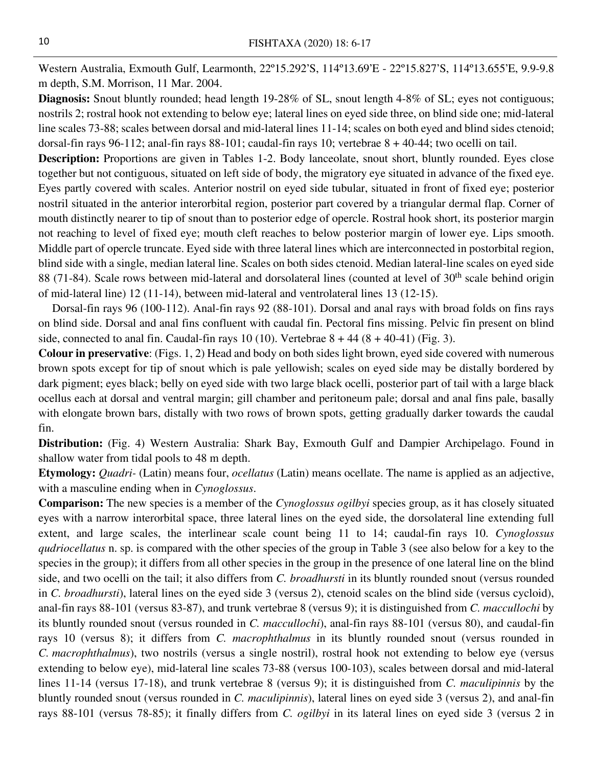Western Australia, Exmouth Gulf, Learmonth, 22º15.292'S, 114º13.69'E - 22º15.827'S, 114º13.655'E, 9.9-9.8 m depth, S.M. Morrison, 11 Mar. 2004.

**Diagnosis:** Snout bluntly rounded; head length 19-28% of SL, snout length 4-8% of SL; eyes not contiguous; nostrils 2; rostral hook not extending to below eye; lateral lines on eyed side three, on blind side one; mid-lateral line scales 73-88; scales between dorsal and mid-lateral lines 11-14; scales on both eyed and blind sides ctenoid; dorsal-fin rays 96-112; anal-fin rays 88-101; caudal-fin rays 10; vertebrae 8 + 40-44; two ocelli on tail.

**Description:** Proportions are given in Tables 1-2. Body lanceolate, snout short, bluntly rounded. Eyes close together but not contiguous, situated on left side of body, the migratory eye situated in advance of the fixed eye. Eyes partly covered with scales. Anterior nostril on eyed side tubular, situated in front of fixed eye; posterior nostril situated in the anterior interorbital region, posterior part covered by a triangular dermal flap. Corner of mouth distinctly nearer to tip of snout than to posterior edge of opercle. Rostral hook short, its posterior margin not reaching to level of fixed eye; mouth cleft reaches to below posterior margin of lower eye. Lips smooth. Middle part of opercle truncate. Eyed side with three lateral lines which are interconnected in postorbital region, blind side with a single, median lateral line. Scales on both sides ctenoid. Median lateral-line scales on eyed side 88 (71-84). Scale rows between mid-lateral and dorsolateral lines (counted at level of 30$^{th}$ scale behind origin of mid-lateral line) 12 (11-14), between mid-lateral and ventrolateral lines 13 (12-15).

Dorsal-fin rays 96 (100-112). Anal-fin rays 92 (88-101). Dorsal and anal rays with broad folds on fins rays on blind side. Dorsal and anal fins confluent with caudal fin. Pectoral fins missing. Pelvic fin present on blind side, connected to anal fin. Caudal-fin rays 10 (10). Vertebrae 8 + 44 (8 + 40-41) (Fig. 3).

**Colour in preservative**: (Figs. 1, 2) Head and body on both sides light brown, eyed side covered with numerous brown spots except for tip of snout which is pale yellowish; scales on eyed side may be distally bordered by dark pigment; eyes black; belly on eyed side with two large black ocelli, posterior part of tail with a large black ocellus each at dorsal and ventral margin; gill chamber and peritoneum pale; dorsal and anal fins pale, basally with elongate brown bars, distally with two rows of brown spots, getting gradually darker towards the caudal fin.

**Distribution:** (Fig. 4) Western Australia: Shark Bay, Exmouth Gulf and Dampier Archipelago. Found in shallow water from tidal pools to 48 m depth.

**Etymology:** *Quadri-* (Latin) means four, *ocellatus* (Latin) means ocellate. The name is applied as an adjective, with a masculine ending when in *Cynoglossus*.

**Comparison:** The new species is a member of the *Cynoglossus ogilbyi* species group, as it has closely situated eyes with a narrow interorbital space, three lateral lines on the eyed side, the dorsolateral line extending full extent, and large scales, the interlinear scale count being 11 to 14; caudal-fin rays 10. *Cynoglossus qudriocellatus* n. sp. is compared with the other species of the group in Table 3 (see also below for a key to the species in the group); it differs from all other species in the group in the presence of one lateral line on the blind side, and two ocelli on the tail; it also differs from *C. broadhursti* in its bluntly rounded snout (versus rounded in *C. broadhursti*), lateral lines on the eyed side 3 (versus 2), ctenoid scales on the blind side (versus cycloid), anal-fin rays 88-101 (versus 83-87), and trunk vertebrae 8 (versus 9); it is distinguished from *C. maccullochi* by its bluntly rounded snout (versus rounded in *C. maccullochi*), anal-fin rays 88-101 (versus 80), and caudal-fin rays 10 (versus 8); it differs from *C. macrophthalmus* in its bluntly rounded snout (versus rounded in *C. macrophthalmus*), two nostrils (versus a single nostril), rostral hook not extending to below eye (versus extending to below eye), mid-lateral line scales 73-88 (versus 100-103), scales between dorsal and mid-lateral lines 11-14 (versus 17-18), and trunk vertebrae 8 (versus 9); it is distinguished from *C. maculipinnis* by the bluntly rounded snout (versus rounded in *C. maculipinnis*), lateral lines on eyed side 3 (versus 2), and anal-fin rays 88-101 (versus 78-85); it finally differs from *C. ogilbyi* in its lateral lines on eyed side 3 (versus 2 in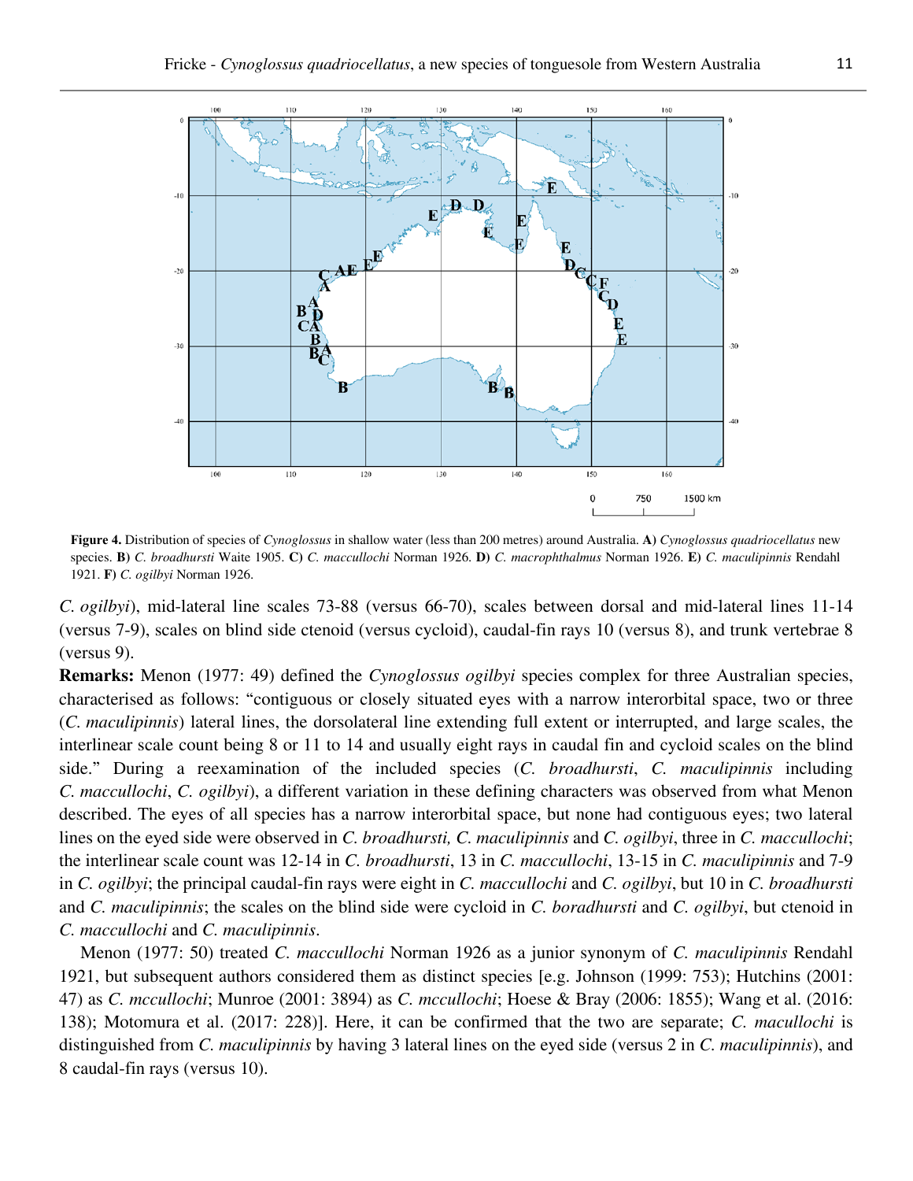**Figure 4.** Distribution of species of *Cynoglossus* in shallow water (less than 200 metres) around Australia. **A)** *Cynoglossus quadriocellatus* new species. **B)** *C. broadhursti* Waite 1905. **C)** *C. maccullochi* Norman 1926. **D)** *C. macrophthalmus* Norman 1926. **E)** *C. maculipinnis* Rendahl 1921. **F)** *C. ogilbyi* Norman 1926.

*C. ogilbyi*), mid-lateral line scales 73-88 (versus 66-70), scales between dorsal and mid-lateral lines 11-14 (versus 7-9), scales on blind side ctenoid (versus cycloid), caudal-fin rays 10 (versus 8), and trunk vertebrae 8 (versus 9).

**Remarks:** Menon (1977: 49) defined the *Cynoglossus ogilbyi* species complex for three Australian species, characterised as follows: "contiguous or closely situated eyes with a narrow interorbital space, two or three (*C. maculipinnis*) lateral lines, the dorsolateral line extending full extent or interrupted, and large scales, the interlinear scale count being 8 or 11 to 14 and usually eight rays in caudal fin and cycloid scales on the blind side." During a reexamination of the included species (*C. broadhursti*, *C. maculipinnis* including *C. maccullochi*, *C. ogilbyi*), a different variation in these defining characters was observed from what Menon described. The eyes of all species has a narrow interorbital space, but none had contiguous eyes; two lateral lines on the eyed side were observed in *C. broadhursti, C. maculipinnis* and *C. ogilbyi*, three in *C. maccullochi*; the interlinear scale count was 12-14 in *C. broadhursti*, 13 in *C. maccullochi*, 13-15 in *C. maculipinnis* and 7-9 in *C. ogilbyi*; the principal caudal-fin rays were eight in *C. maccullochi* and *C. ogilbyi*, but 10 in *C. broadhursti* and *C. maculipinnis*; the scales on the blind side were cycloid in *C. boradhursti* and *C. ogilbyi*, but ctenoid in *C. maccullochi* and *C. maculipinnis*.

Menon (1977: 50) treated *C. maccullochi* Norman 1926 as a junior synonym of *C. maculipinnis* Rendahl 1921, but subsequent authors considered them as distinct species [e.g. Johnson (1999: 753); Hutchins (2001: 47) as *C. mccullochi*; Munroe (2001: 3894) as *C. mccullochi*; Hoese & Bray (2006: 1855); Wang et al. (2016: 138); Motomura et al. (2017: 228)]. Here, it can be confirmed that the two are separate; *C. macullochi* is distinguished from *C. maculipinnis* by having 3 lateral lines on the eyed side (versus 2 in *C. maculipinnis*), and 8 caudal-fin rays (versus 10).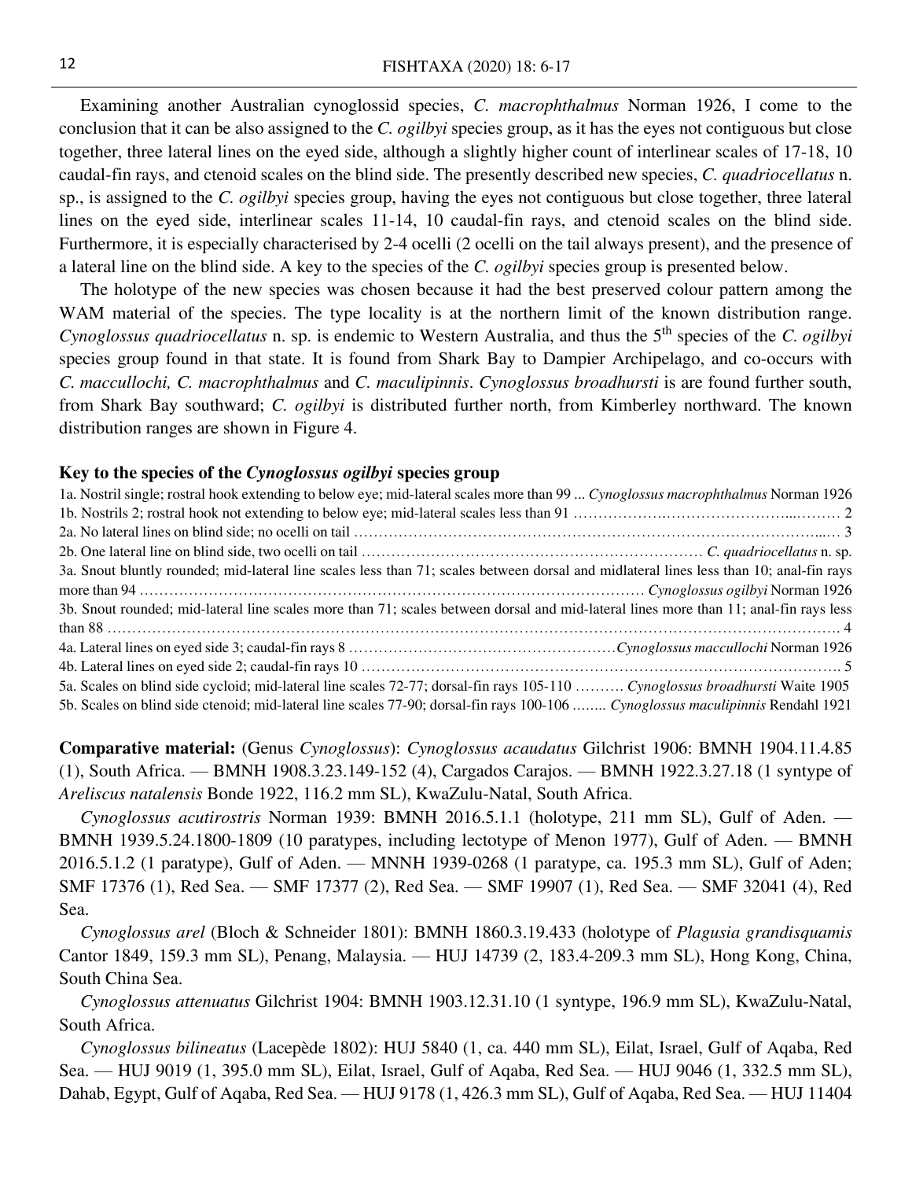Examining another Australian cynoglossid species, *C. macrophthalmus* Norman 1926, I come to the conclusion that it can be also assigned to the *C. ogilbyi* species group, as it has the eyes not contiguous but close together, three lateral lines on the eyed side, although a slightly higher count of interlinear scales of 17-18, 10 caudal-fin rays, and ctenoid scales on the blind side. The presently described new species, *C. quadriocellatus* n. sp., is assigned to the *C. ogilbyi* species group, having the eyes not contiguous but close together, three lateral lines on the eyed side, interlinear scales 11-14, 10 caudal-fin rays, and ctenoid scales on the blind side. Furthermore, it is especially characterised by 2-4 ocelli (2 ocelli on the tail always present), and the presence of a lateral line on the blind side. A key to the species of the *C. ogilbyi* species group is presented below.

The holotype of the new species was chosen because it had the best preserved colour pattern among the WAM material of the species. The type locality is at the northern limit of the known distribution range. *Cynoglossus quadriocellatus* n. sp. is endemic to Western Australia, and thus the 5th species of the *C. ogilbyi* species group found in that state. It is found from Shark Bay to Dampier Archipelago, and co-occurs with *C. maccullochi, C. macrophthalmus* and *C. maculipinnis*. *Cynoglossus broadhursti* is are found further south, from Shark Bay southward; *C. ogilbyi* is distributed further north, from Kimberley northward. The known distribution ranges are shown in Figure 4.

### Key to the species of the *Cynoglossus ogilbyi* species group

1a. Nostril single; rostral hook extending to below eye; mid-lateral scales more than 99 ... *Cynoglossus macrophthalmus* Norman 1926
1b. Nostrils 2; rostral hook not extending to below eye; mid-lateral scales less than 91 ………………………………………………… 2
2a. No lateral lines on blind side; no ocelli on tail ……………………………………………………………………………………… 3
2b. One lateral line on blind side, two ocelli on tail ……………………………………………………………… *C. quadriocellatus* n. sp.
3a. Snout bluntly rounded; mid-lateral line scales less than 71; scales between dorsal and midlateral lines less than 10; anal-fin rays more than 94 …………………………………………………………………………………………… *Cynoglossus ogilbyi* Norman 1926
3b. Snout rounded; mid-lateral line scales more than 71; scales between dorsal and mid-lateral lines more than 11; anal-fin rays less than 88 ……………………………………………………………………………………………………………………………………. 4
4a. Lateral lines on eyed side 3; caudal-fin rays 8 ………………………………………………… *Cynoglossus maccullochi* Norman 1926
4b. Lateral lines on eyed side 2; caudal-fin rays 10 …………………………………………………………………………………………. 5
5a. Scales on blind side cycloid; mid-lateral line scales 72-77; dorsal-fin rays 105-110 ………. *Cynoglossus broadhursti* Waite 1905
5b. Scales on blind side ctenoid; mid-lateral line scales 77-90; dorsal-fin rays 100-106 …….. *Cynoglossus maculipinnis* Rendahl 1921

**Comparative material:** (Genus *Cynoglossus*): *Cynoglossus acaudatus* Gilchrist 1906: BMNH 1904.11.4.85 (1), South Africa. — BMNH 1908.3.23.149-152 (4), Cargados Carajos. — BMNH 1922.3.27.18 (1 syntype of *Areliscus natalensis* Bonde 1922, 116.2 mm SL), KwaZulu-Natal, South Africa.

*Cynoglossus acutirostris* Norman 1939: BMNH 2016.5.1.1 (holotype, 211 mm SL), Gulf of Aden. — BMNH 1939.5.24.1800-1809 (10 paratypes, including lectotype of Menon 1977), Gulf of Aden. — BMNH 2016.5.1.2 (1 paratype), Gulf of Aden. — MNNH 1939-0268 (1 paratype, ca. 195.3 mm SL), Gulf of Aden; SMF 17376 (1), Red Sea. — SMF 17377 (2), Red Sea. — SMF 19907 (1), Red Sea. — SMF 32041 (4), Red Sea.

*Cynoglossus arel* (Bloch & Schneider 1801): BMNH 1860.3.19.433 (holotype of *Plagusia grandisquamis* Cantor 1849, 159.3 mm SL), Penang, Malaysia. — HUJ 14739 (2, 183.4-209.3 mm SL), Hong Kong, China, South China Sea.

*Cynoglossus attenuatus* Gilchrist 1904: BMNH 1903.12.31.10 (1 syntype, 196.9 mm SL), KwaZulu-Natal, South Africa.

*Cynoglossus bilineatus* (Lacepède 1802): HUJ 5840 (1, ca. 440 mm SL), Eilat, Israel, Gulf of Aqaba, Red Sea. — HUJ 9019 (1, 395.0 mm SL), Eilat, Israel, Gulf of Aqaba, Red Sea. — HUJ 9046 (1, 332.5 mm SL), Dahab, Egypt, Gulf of Aqaba, Red Sea. — HUJ 9178 (1, 426.3 mm SL), Gulf of Aqaba, Red Sea. — HUJ 11404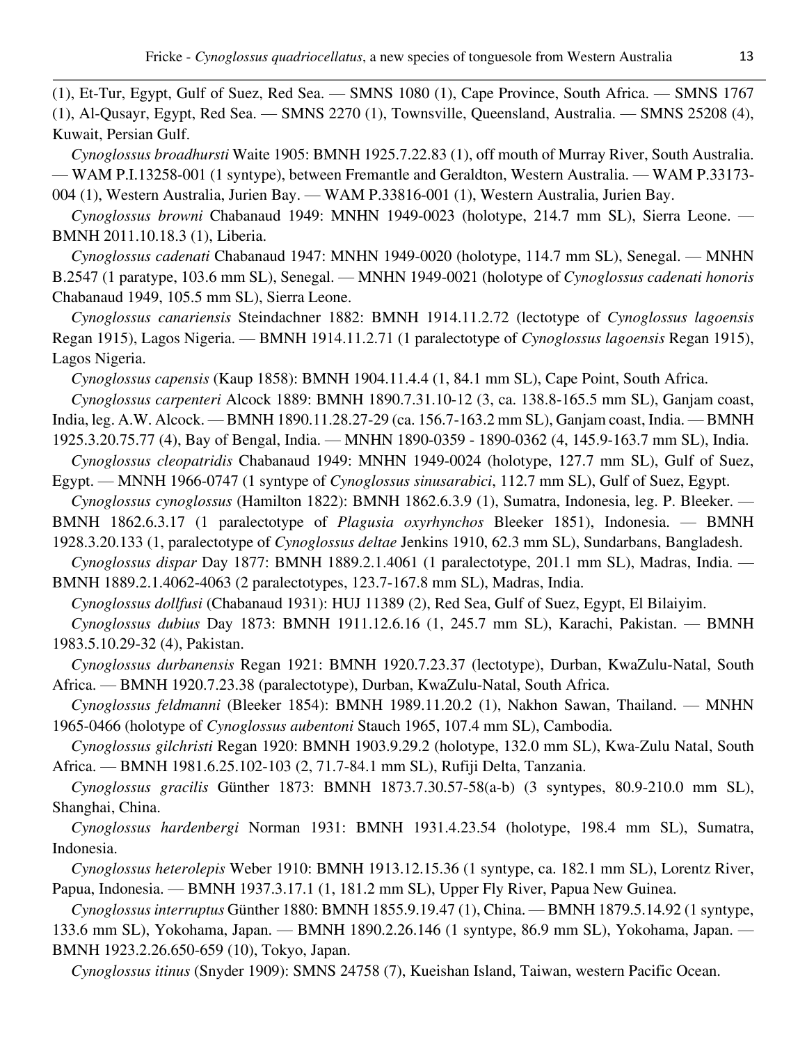(1), Et-Tur, Egypt, Gulf of Suez, Red Sea. — SMNS 1080 (1), Cape Province, South Africa. — SMNS 1767 (1), Al-Qusayr, Egypt, Red Sea. — SMNS 2270 (1), Townsville, Queensland, Australia. — SMNS 25208 (4), Kuwait, Persian Gulf.

*Cynoglossus broadhursti* Waite 1905: BMNH 1925.7.22.83 (1), off mouth of Murray River, South Australia. — WAM P.I.13258-001 (1 syntype), between Fremantle and Geraldton, Western Australia. — WAM P.33173-004 (1), Western Australia, Jurien Bay. — WAM P.33816-001 (1), Western Australia, Jurien Bay.

*Cynoglossus browni* Chabanaud 1949: MNHN 1949-0023 (holotype, 214.7 mm SL), Sierra Leone. — BMNH 2011.10.18.3 (1), Liberia.

*Cynoglossus cadenati* Chabanaud 1947: MNHN 1949-0020 (holotype, 114.7 mm SL), Senegal. — MNHN B.2547 (1 paratype, 103.6 mm SL), Senegal. — MNHN 1949-0021 (holotype of *Cynoglossus cadenati honoris* Chabanaud 1949, 105.5 mm SL), Sierra Leone.

*Cynoglossus canariensis* Steindachner 1882: BMNH 1914.11.2.72 (lectotype of *Cynoglossus lagoensis* Regan 1915), Lagos Nigeria. — BMNH 1914.11.2.71 (1 paralectotype of *Cynoglossus lagoensis* Regan 1915), Lagos Nigeria.

*Cynoglossus capensis* (Kaup 1858): BMNH 1904.11.4.4 (1, 84.1 mm SL), Cape Point, South Africa.

*Cynoglossus carpenteri* Alcock 1889: BMNH 1890.7.31.10-12 (3, ca. 138.8-165.5 mm SL), Ganjam coast, India, leg. A.W. Alcock. — BMNH 1890.11.28.27-29 (ca. 156.7-163.2 mm SL), Ganjam coast, India. — BMNH 1925.3.20.75.77 (4), Bay of Bengal, India. — MNHN 1890-0359 - 1890-0362 (4, 145.9-163.7 mm SL), India.

*Cynoglossus cleopatridis* Chabanaud 1949: MNHN 1949-0024 (holotype, 127.7 mm SL), Gulf of Suez, Egypt. — MNNH 1966-0747 (1 syntype of *Cynoglossus sinusarabici*, 112.7 mm SL), Gulf of Suez, Egypt.

*Cynoglossus cynoglossus* (Hamilton 1822): BMNH 1862.6.3.9 (1), Sumatra, Indonesia, leg. P. Bleeker. — BMNH 1862.6.3.17 (1 paralectotype of *Plagusia oxyrhynchos* Bleeker 1851), Indonesia. — BMNH 1928.3.20.133 (1, paralectotype of *Cynoglossus deltae* Jenkins 1910, 62.3 mm SL), Sundarbans, Bangladesh.

*Cynoglossus dispar* Day 1877: BMNH 1889.2.1.4061 (1 paralectotype, 201.1 mm SL), Madras, India. — BMNH 1889.2.1.4062-4063 (2 paralectotypes, 123.7-167.8 mm SL), Madras, India.

*Cynoglossus dollfusi* (Chabanaud 1931): HUJ 11389 (2), Red Sea, Gulf of Suez, Egypt, El Bilaiyim.

*Cynoglossus dubius* Day 1873: BMNH 1911.12.6.16 (1, 245.7 mm SL), Karachi, Pakistan. — BMNH 1983.5.10.29-32 (4), Pakistan.

*Cynoglossus durbanensis* Regan 1921: BMNH 1920.7.23.37 (lectotype), Durban, KwaZulu-Natal, South Africa. — BMNH 1920.7.23.38 (paralectotype), Durban, KwaZulu-Natal, South Africa.

*Cynoglossus feldmanni* (Bleeker 1854): BMNH 1989.11.20.2 (1), Nakhon Sawan, Thailand. — MNHN 1965-0466 (holotype of *Cynoglossus aubentoni* Stauch 1965, 107.4 mm SL), Cambodia.

*Cynoglossus gilchristi* Regan 1920: BMNH 1903.9.29.2 (holotype, 132.0 mm SL), Kwa-Zulu Natal, South Africa. — BMNH 1981.6.25.102-103 (2, 71.7-84.1 mm SL), Rufiji Delta, Tanzania.

*Cynoglossus gracilis* Günther 1873: BMNH 1873.7.30.57-58(a-b) (3 syntypes, 80.9-210.0 mm SL), Shanghai, China.

*Cynoglossus hardenbergi* Norman 1931: BMNH 1931.4.23.54 (holotype, 198.4 mm SL), Sumatra, Indonesia.

*Cynoglossus heterolepis* Weber 1910: BMNH 1913.12.15.36 (1 syntype, ca. 182.1 mm SL), Lorentz River, Papua, Indonesia. — BMNH 1937.3.17.1 (1, 181.2 mm SL), Upper Fly River, Papua New Guinea.

*Cynoglossus interruptus* Günther 1880: BMNH 1855.9.19.47 (1), China. — BMNH 1879.5.14.92 (1 syntype, 133.6 mm SL), Yokohama, Japan. — BMNH 1890.2.26.146 (1 syntype, 86.9 mm SL), Yokohama, Japan. — BMNH 1923.2.26.650-659 (10), Tokyo, Japan.

*Cynoglossus itinus* (Snyder 1909): SMNS 24758 (7), Kueishan Island, Taiwan, western Pacific Ocean.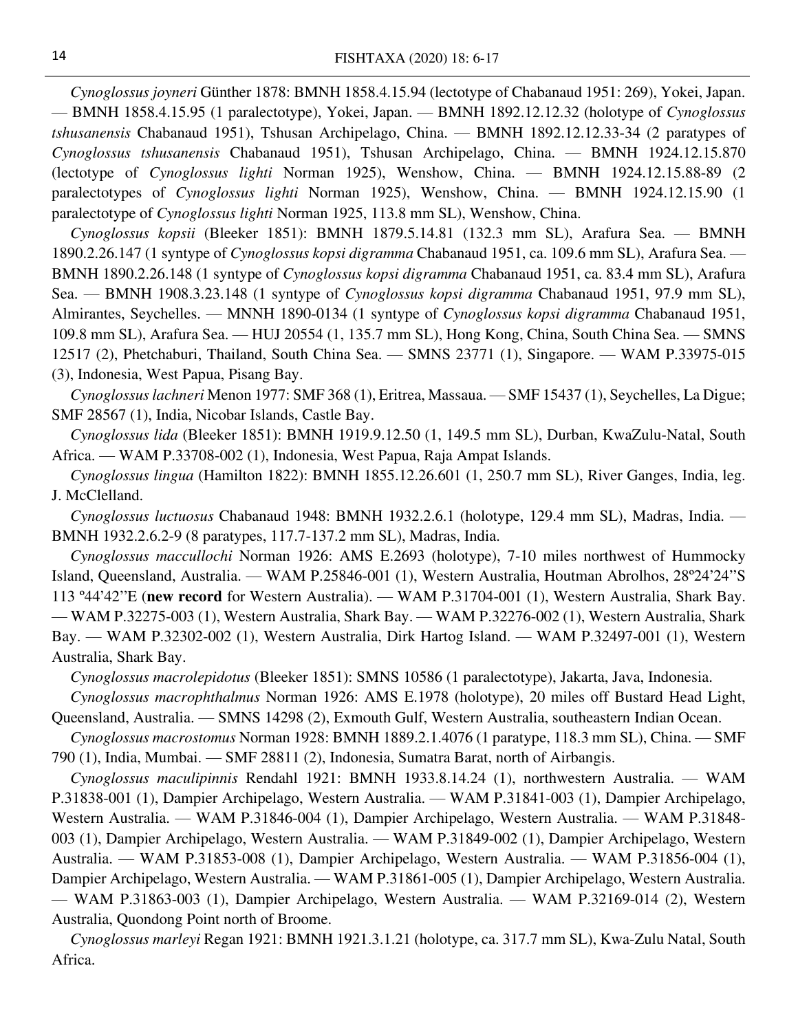*Cynoglossus joyneri* Günther 1878: BMNH 1858.4.15.94 (lectotype of Chabanaud 1951: 269), Yokei, Japan. — BMNH 1858.4.15.95 (1 paralectotype), Yokei, Japan. — BMNH 1892.12.12.32 (holotype of *Cynoglossus tshusanensis* Chabanaud 1951), Tshusan Archipelago, China. — BMNH 1892.12.12.33-34 (2 paratypes of *Cynoglossus tshusanensis* Chabanaud 1951), Tshusan Archipelago, China. — BMNH 1924.12.15.870 (lectotype of *Cynoglossus lighti* Norman 1925), Wenshow, China. — BMNH 1924.12.15.88-89 (2 paralectotypes of *Cynoglossus lighti* Norman 1925), Wenshow, China. — BMNH 1924.12.15.90 (1 paralectotype of *Cynoglossus lighti* Norman 1925, 113.8 mm SL), Wenshow, China.

*Cynoglossus kopsii* (Bleeker 1851): BMNH 1879.5.14.81 (132.3 mm SL), Arafura Sea. — BMNH 1890.2.26.147 (1 syntype of *Cynoglossus kopsi digramma* Chabanaud 1951, ca. 109.6 mm SL), Arafura Sea. — BMNH 1890.2.26.148 (1 syntype of *Cynoglossus kopsi digramma* Chabanaud 1951, ca. 83.4 mm SL), Arafura Sea. — BMNH 1908.3.23.148 (1 syntype of *Cynoglossus kopsi digramma* Chabanaud 1951, 97.9 mm SL), Almirantes, Seychelles. — MNNH 1890-0134 (1 syntype of *Cynoglossus kopsi digramma* Chabanaud 1951, 109.8 mm SL), Arafura Sea. — HUJ 20554 (1, 135.7 mm SL), Hong Kong, China, South China Sea. — SMNS 12517 (2), Phetchaburi, Thailand, South China Sea. — SMNS 23771 (1), Singapore. — WAM P.33975-015 (3), Indonesia, West Papua, Pisang Bay.

*Cynoglossus lachneri* Menon 1977: SMF 368 (1), Eritrea, Massaua. — SMF 15437 (1), Seychelles, La Digue; SMF 28567 (1), India, Nicobar Islands, Castle Bay.

*Cynoglossus lida* (Bleeker 1851): BMNH 1919.9.12.50 (1, 149.5 mm SL), Durban, KwaZulu-Natal, South Africa. — WAM P.33708-002 (1), Indonesia, West Papua, Raja Ampat Islands.

*Cynoglossus lingua* (Hamilton 1822): BMNH 1855.12.26.601 (1, 250.7 mm SL), River Ganges, India, leg. J. McClelland.

*Cynoglossus luctuosus* Chabanaud 1948: BMNH 1932.2.6.1 (holotype, 129.4 mm SL), Madras, India. — BMNH 1932.2.6.2-9 (8 paratypes, 117.7-137.2 mm SL), Madras, India.

*Cynoglossus maccullochi* Norman 1926: AMS E.2693 (holotype), 7-10 miles northwest of Hummocky Island, Queensland, Australia. — WAM P.25846-001 (1), Western Australia, Houtman Abrolhos, 28º24'24''S 113 º44'42''E (**new record** for Western Australia). — WAM P.31704-001 (1), Western Australia, Shark Bay. — WAM P.32275-003 (1), Western Australia, Shark Bay. — WAM P.32276-002 (1), Western Australia, Shark Bay. — WAM P.32302-002 (1), Western Australia, Dirk Hartog Island. — WAM P.32497-001 (1), Western Australia, Shark Bay.

*Cynoglossus macrolepidotus* (Bleeker 1851): SMNS 10586 (1 paralectotype), Jakarta, Java, Indonesia.

*Cynoglossus macrophthalmus* Norman 1926: AMS E.1978 (holotype), 20 miles off Bustard Head Light, Queensland, Australia. — SMNS 14298 (2), Exmouth Gulf, Western Australia, southeastern Indian Ocean.

*Cynoglossus macrostomus* Norman 1928: BMNH 1889.2.1.4076 (1 paratype, 118.3 mm SL), China. — SMF 790 (1), India, Mumbai. — SMF 28811 (2), Indonesia, Sumatra Barat, north of Airbangis.

*Cynoglossus maculipinnis* Rendahl 1921: BMNH 1933.8.14.24 (1), northwestern Australia. — WAM P.31838-001 (1), Dampier Archipelago, Western Australia. — WAM P.31841-003 (1), Dampier Archipelago, Western Australia. — WAM P.31846-004 (1), Dampier Archipelago, Western Australia. — WAM P.31848-003 (1), Dampier Archipelago, Western Australia. — WAM P.31849-002 (1), Dampier Archipelago, Western Australia. — WAM P.31853-008 (1), Dampier Archipelago, Western Australia. — WAM P.31856-004 (1), Dampier Archipelago, Western Australia. — WAM P.31861-005 (1), Dampier Archipelago, Western Australia. — WAM P.31863-003 (1), Dampier Archipelago, Western Australia. — WAM P.32169-014 (2), Western Australia, Quondong Point north of Broome.

*Cynoglossus marleyi* Regan 1921: BMNH 1921.3.1.21 (holotype, ca. 317.7 mm SL), Kwa-Zulu Natal, South Africa.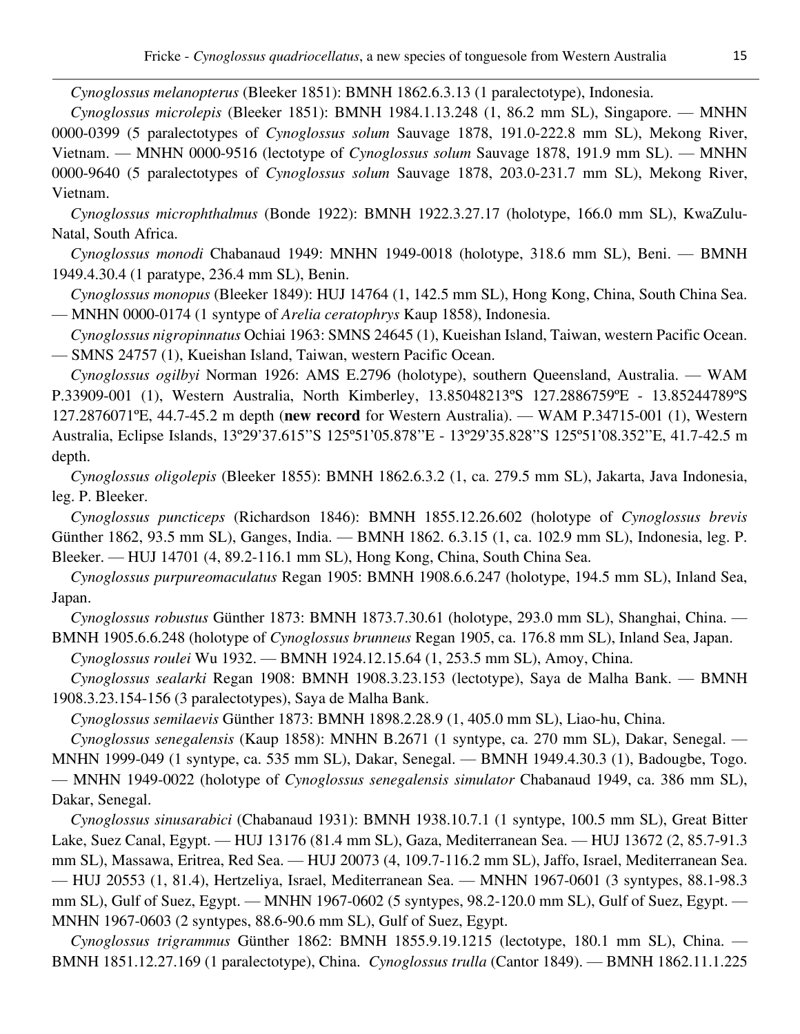*Cynoglossus melanopterus* (Bleeker 1851): BMNH 1862.6.3.13 (1 paralectotype), Indonesia.

*Cynoglossus microlepis* (Bleeker 1851): BMNH 1984.1.13.248 (1, 86.2 mm SL), Singapore. — MNHN 0000-0399 (5 paralectotypes of *Cynoglossus solum* Sauvage 1878, 191.0-222.8 mm SL), Mekong River, Vietnam. — MNHN 0000-9516 (lectotype of *Cynoglossus solum* Sauvage 1878, 191.9 mm SL). — MNHN 0000-9640 (5 paralectotypes of *Cynoglossus solum* Sauvage 1878, 203.0-231.7 mm SL), Mekong River, Vietnam.

*Cynoglossus microphthalmus* (Bonde 1922): BMNH 1922.3.27.17 (holotype, 166.0 mm SL), KwaZulu-Natal, South Africa.

*Cynoglossus monodi* Chabanaud 1949: MNHN 1949-0018 (holotype, 318.6 mm SL), Beni. — BMNH 1949.4.30.4 (1 paratype, 236.4 mm SL), Benin.

*Cynoglossus monopus* (Bleeker 1849): HUJ 14764 (1, 142.5 mm SL), Hong Kong, China, South China Sea. — MNHN 0000-0174 (1 syntype of *Arelia ceratophrys* Kaup 1858), Indonesia.

*Cynoglossus nigropinnatus* Ochiai 1963: SMNS 24645 (1), Kueishan Island, Taiwan, western Pacific Ocean. — SMNS 24757 (1), Kueishan Island, Taiwan, western Pacific Ocean.

*Cynoglossus ogilbyi* Norman 1926: AMS E.2796 (holotype), southern Queensland, Australia. — WAM P.33909-001 (1), Western Australia, North Kimberley, 13.85048213ºS 127.2886759ºE - 13.85244789ºS 127.2876071ºE, 44.7-45.2 m depth (**new record** for Western Australia). — WAM P.34715-001 (1), Western Australia, Eclipse Islands, 13º29'37.615''S 125º51'05.878''E - 13º29'35.828''S 125º51'08.352''E, 41.7-42.5 m depth.

*Cynoglossus oligolepis* (Bleeker 1855): BMNH 1862.6.3.2 (1, ca. 279.5 mm SL), Jakarta, Java Indonesia, leg. P. Bleeker.

*Cynoglossus puncticeps* (Richardson 1846): BMNH 1855.12.26.602 (holotype of *Cynoglossus brevis* Günther 1862, 93.5 mm SL), Ganges, India. — BMNH 1862. 6.3.15 (1, ca. 102.9 mm SL), Indonesia, leg. P. Bleeker. — HUJ 14701 (4, 89.2-116.1 mm SL), Hong Kong, China, South China Sea.

*Cynoglossus purpureomaculatus* Regan 1905: BMNH 1908.6.6.247 (holotype, 194.5 mm SL), Inland Sea, Japan.

*Cynoglossus robustus* Günther 1873: BMNH 1873.7.30.61 (holotype, 293.0 mm SL), Shanghai, China. — BMNH 1905.6.6.248 (holotype of *Cynoglossus brunneus* Regan 1905, ca. 176.8 mm SL), Inland Sea, Japan.

*Cynoglossus roulei* Wu 1932. — BMNH 1924.12.15.64 (1, 253.5 mm SL), Amoy, China.

*Cynoglossus sealarki* Regan 1908: BMNH 1908.3.23.153 (lectotype), Saya de Malha Bank. — BMNH 1908.3.23.154-156 (3 paralectotypes), Saya de Malha Bank.

*Cynoglossus semilaevis* Günther 1873: BMNH 1898.2.28.9 (1, 405.0 mm SL), Liao-hu, China.

*Cynoglossus senegalensis* (Kaup 1858): MNHN B.2671 (1 syntype, ca. 270 mm SL), Dakar, Senegal. — MNHN 1999-049 (1 syntype, ca. 535 mm SL), Dakar, Senegal. — BMNH 1949.4.30.3 (1), Badougbe, Togo. — MNHN 1949-0022 (holotype of *Cynoglossus senegalensis simulator* Chabanaud 1949, ca. 386 mm SL), Dakar, Senegal.

*Cynoglossus sinusarabici* (Chabanaud 1931): BMNH 1938.10.7.1 (1 syntype, 100.5 mm SL), Great Bitter Lake, Suez Canal, Egypt. — HUJ 13176 (81.4 mm SL), Gaza, Mediterranean Sea. — HUJ 13672 (2, 85.7-91.3 mm SL), Massawa, Eritrea, Red Sea. — HUJ 20073 (4, 109.7-116.2 mm SL), Jaffo, Israel, Mediterranean Sea. — HUJ 20553 (1, 81.4), Hertzeliya, Israel, Mediterranean Sea. — MNHN 1967-0601 (3 syntypes, 88.1-98.3 mm SL), Gulf of Suez, Egypt. — MNHN 1967-0602 (5 syntypes, 98.2-120.0 mm SL), Gulf of Suez, Egypt. — MNHN 1967-0603 (2 syntypes, 88.6-90.6 mm SL), Gulf of Suez, Egypt.

*Cynoglossus trigrammus* Günther 1862: BMNH 1855.9.19.1215 (lectotype, 180.1 mm SL), China. — BMNH 1851.12.27.169 (1 paralectotype), China. *Cynoglossus trulla* (Cantor 1849). — BMNH 1862.11.1.225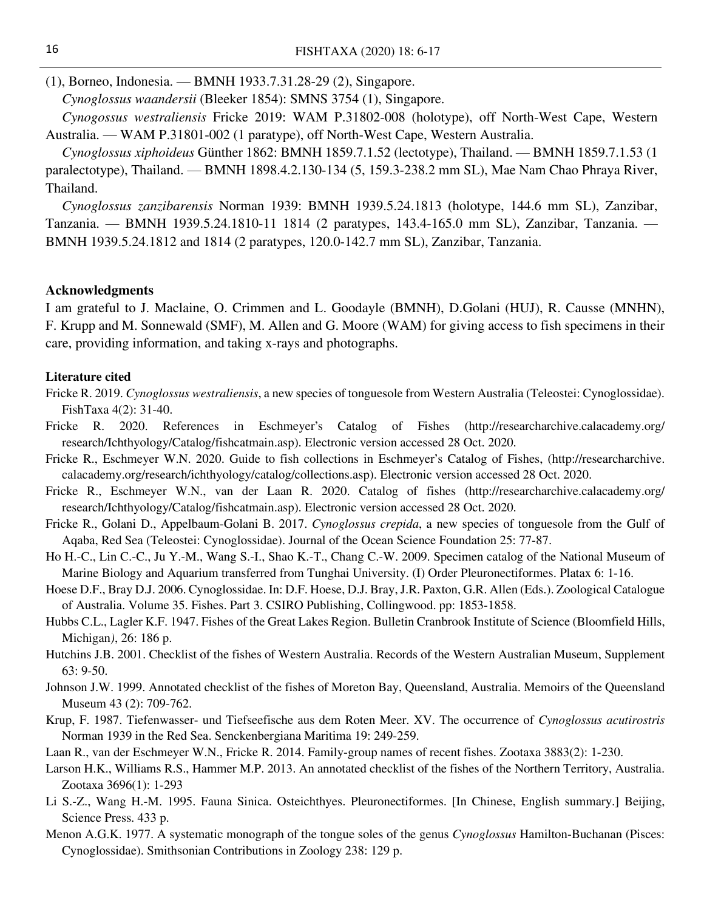(1), Borneo, Indonesia. — BMNH 1933.7.31.28-29 (2), Singapore.

*Cynoglossus waandersii* (Bleeker 1854): SMNS 3754 (1), Singapore.

*Cynogossus westraliensis* Fricke 2019: WAM P.31802-008 (holotype), off North-West Cape, Western Australia. — WAM P.31801-002 (1 paratype), off North-West Cape, Western Australia.

*Cynoglossus xiphoideus* Günther 1862: BMNH 1859.7.1.52 (lectotype), Thailand. — BMNH 1859.7.1.53 (1 paralectotype), Thailand. — BMNH 1898.4.2.130-134 (5, 159.3-238.2 mm SL), Mae Nam Chao Phraya River, Thailand.

*Cynoglossus zanzibarensis* Norman 1939: BMNH 1939.5.24.1813 (holotype, 144.6 mm SL), Zanzibar, Tanzania. — BMNH 1939.5.24.1810-11 1814 (2 paratypes, 143.4-165.0 mm SL), Zanzibar, Tanzania. — BMNH 1939.5.24.1812 and 1814 (2 paratypes, 120.0-142.7 mm SL), Zanzibar, Tanzania.

## Acknowledgments

I am grateful to J. Maclaine, O. Crimmen and L. Goodayle (BMNH), D.Golani (HUJ), R. Causse (MNHN), F. Krupp and M. Sonnewald (SMF), M. Allen and G. Moore (WAM) for giving access to fish specimens in their care, providing information, and taking x-rays and photographs.

## Literature cited

Fricke R. 2019. *Cynoglossus westraliensis*, a new species of tonguesole from Western Australia (Teleostei: Cynoglossidae). FishTaxa 4(2): 31-40.

Fricke R. 2020. References in Eschmeyer's Catalog of Fishes (http://researcharchive.calacademy.org/research/Ichthyology/Catalog/fishcatmain.asp). Electronic version accessed 28 Oct. 2020.

Fricke R., Eschmeyer W.N. 2020. Guide to fish collections in Eschmeyer's Catalog of Fishes, (http://researcharchive.calacademy.org/research/ichthyology/catalog/collections.asp). Electronic version accessed 28 Oct. 2020.

Fricke R., Eschmeyer W.N., van der Laan R. 2020. Catalog of fishes (http://researcharchive.calacademy.org/research/Ichthyology/Catalog/fishcatmain.asp). Electronic version accessed 28 Oct. 2020.

Fricke R., Golani D., Appelbaum-Golani B. 2017. *Cynoglossus crepida*, a new species of tonguesole from the Gulf of Aqaba, Red Sea (Teleostei: Cynoglossidae). Journal of the Ocean Science Foundation 25: 77-87.

Ho H.-C., Lin C.-C., Ju Y.-M., Wang S.-I., Shao K.-T., Chang C.-W. 2009. Specimen catalog of the National Museum of Marine Biology and Aquarium transferred from Tunghai University. (I) Order Pleuronectiformes. Platax 6: 1-16.

Hoese D.F., Bray D.J. 2006. Cynoglossidae. In: D.F. Hoese, D.J. Bray, J.R. Paxton, G.R. Allen (Eds.). Zoological Catalogue of Australia. Volume 35. Fishes. Part 3. CSIRO Publishing, Collingwood. pp: 1853-1858.

Hubbs C.L., Lagler K.F. 1947. Fishes of the Great Lakes Region. Bulletin Cranbrook Institute of Science (Bloomfield Hills, Michigan), 26: 186 p.

Hutchins J.B. 2001. Checklist of the fishes of Western Australia. Records of the Western Australian Museum, Supplement 63: 9-50.

Johnson J.W. 1999. Annotated checklist of the fishes of Moreton Bay, Queensland, Australia. Memoirs of the Queensland Museum 43 (2): 709-762.

Krup, F. 1987. Tiefenwasser- und Tiefseefische aus dem Roten Meer. XV. The occurrence of *Cynoglossus acutirostris* Norman 1939 in the Red Sea. Senckenbergiana Maritima 19: 249-259.

Laan R., van der Eschmeyer W.N., Fricke R. 2014. Family-group names of recent fishes. Zootaxa 3883(2): 1-230.

Larson H.K., Williams R.S., Hammer M.P. 2013. An annotated checklist of the fishes of the Northern Territory, Australia. Zootaxa 3696(1): 1-293

Li S.-Z., Wang H.-M. 1995. Fauna Sinica. Osteichthyes. Pleuronectiformes. [In Chinese, English summary.] Beijing, Science Press. 433 p.

Menon A.G.K. 1977. A systematic monograph of the tongue soles of the genus *Cynoglossus* Hamilton-Buchanan (Pisces: Cynoglossidae). Smithsonian Contributions in Zoology 238: 129 p.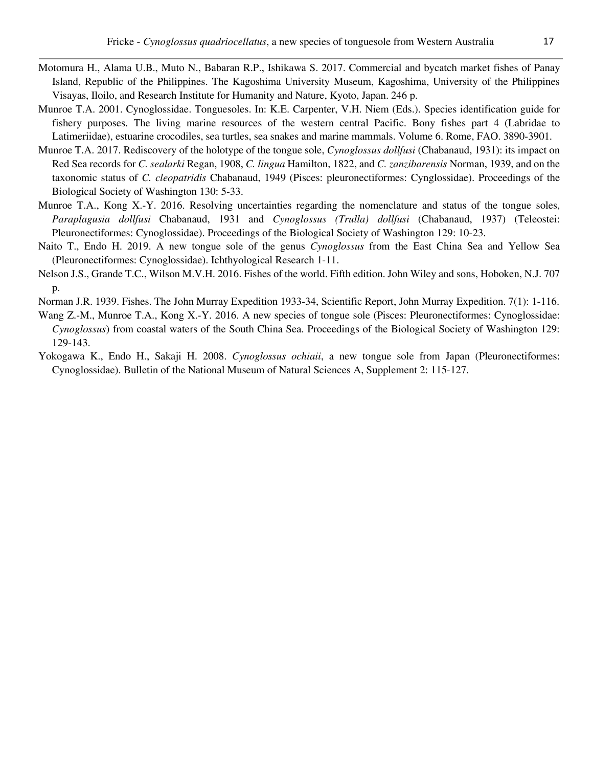Motomura H., Alama U.B., Muto N., Babaran R.P., Ishikawa S. 2017. Commercial and bycatch market fishes of Panay Island, Republic of the Philippines. The Kagoshima University Museum, Kagoshima, University of the Philippines Visayas, Iloilo, and Research Institute for Humanity and Nature, Kyoto, Japan. 246 p.

Munroe T.A. 2001. Cynoglossidae. Tonguesoles. In: K.E. Carpenter, V.H. Niem (Eds.). Species identification guide for fishery purposes. The living marine resources of the western central Pacific. Bony fishes part 4 (Labridae to Latimeriidae), estuarine crocodiles, sea turtles, sea snakes and marine mammals. Volume 6. Rome, FAO. 3890-3901.

Munroe T.A. 2017. Rediscovery of the holotype of the tongue sole, *Cynoglossus dollfusi* (Chabanaud, 1931): its impact on Red Sea records for *C. sealarki* Regan, 1908, *C. lingua* Hamilton, 1822, and *C. zanzibarensis* Norman, 1939, and on the taxonomic status of *C. cleopatridis* Chabanaud, 1949 (Pisces: pleuronectiformes: Cynglossidae). Proceedings of the Biological Society of Washington 130: 5-33.

Munroe T.A., Kong X.-Y. 2016. Resolving uncertainties regarding the nomenclature and status of the tongue soles, *Paraplagusia dollfusi* Chabanaud, 1931 and *Cynoglossus (Trulla) dollfusi* (Chabanaud, 1937) (Teleostei: Pleuronectiformes: Cynoglossidae). Proceedings of the Biological Society of Washington 129: 10-23.

Naito T., Endo H. 2019. A new tongue sole of the genus *Cynoglossus* from the East China Sea and Yellow Sea (Pleuronectiformes: Cynoglossidae). Ichthyological Research 1-11.

Nelson J.S., Grande T.C., Wilson M.V.H. 2016. Fishes of the world. Fifth edition. John Wiley and sons, Hoboken, N.J. 707 p.

Norman J.R. 1939. Fishes. The John Murray Expedition 1933-34, Scientific Report, John Murray Expedition. 7(1): 1-116.

Wang Z.-M., Munroe T.A., Kong X.-Y. 2016. A new species of tongue sole (Pisces: Pleuronectiformes: Cynoglossidae: *Cynoglossus*) from coastal waters of the South China Sea. Proceedings of the Biological Society of Washington 129: 129-143.

Yokogawa K., Endo H., Sakaji H. 2008. *Cynoglossus ochiaii*, a new tongue sole from Japan (Pleuronectiformes: Cynoglossidae). Bulletin of the National Museum of Natural Sciences A, Supplement 2: 115-127.